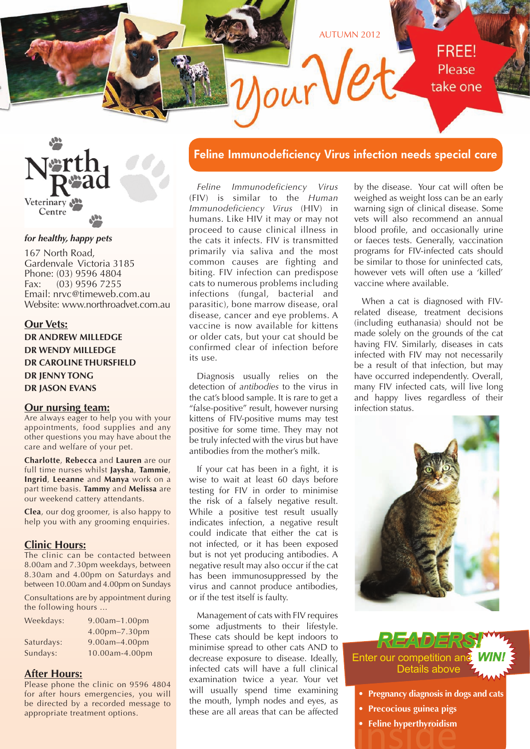AUTUMN 2012

# YourVet

FREE! Please take one

**North Road Veterinary Centre**

*for healthy, happy pets*

167 North Road,
Gardenvale Victoria 3185
Phone: (03) 9596 4804
Fax: (03) 9596 7255
Email: nrvc@timeweb.com.au
Website: www.northroadvet.com.au

## Our Vets:

**DR ANDREW MILLEDGE**
**DR WENDY MILLEDGE**
**DR CAROLINE THURSFIELD**
**DR JENNY TONG**
**DR JASON EVANS**

## Our nursing team:

Are always eager to help you with your appointments, food supplies and any other questions you may have about the care and welfare of your pet.

**Charlotte**, **Rebecca** and **Lauren** are our full time nurses whilst **Jaysha**, **Tammie**, **Ingrid**, **Leeanne** and **Manya** work on a part time basis. **Tammy** and **Melissa** are our weekend cattery attendants.

**Clea**, our dog groomer, is also happy to help you with any grooming enquiries.

## Clinic Hours:

The clinic can be contacted between 8.00am and 7.30pm weekdays, between 8.30am and 4.00pm on Saturdays and between 10.00am and 4.00pm on Sundays

Consultations are by appointment during the following hours ...

| | |
|---|---|
| Weekdays: | 9.00am–1.00pm |
| | 4.00pm–7.30pm |
| Saturdays: | 9.00am–4.00pm |
| Sundays: | 10.00am-4.00pm |

## After Hours:

Please phone the clinic on 9596 4804 for after hours emergencies, you will be directed by a recorded message to appropriate treatment options.

## Feline Immunodeficiency Virus infection needs special care

*Feline Immunodeficiency Virus* (FIV) is similar to the *Human Immunodeficiency Virus* (HIV) in humans. Like HIV it may or may not proceed to cause clinical illness in the cats it infects. FIV is transmitted primarily via saliva and the most common causes are fighting and biting. FIV infection can predispose cats to numerous problems including infections (fungal, bacterial and parasitic), bone marrow disease, oral disease, cancer and eye problems. A vaccine is now available for kittens or older cats, but your cat should be confirmed clear of infection before its use.

Diagnosis usually relies on the detection of *antibodies* to the virus in the cat's blood sample. It is rare to get a "false-positive" result, however nursing kittens of FIV-positive mums may test positive for some time. They may not be truly infected with the virus but have antibodies from the mother's milk.

If your cat has been in a fight, it is wise to wait at least 60 days before testing for FIV in order to minimise the risk of a falsely negative result. While a positive test result usually indicates infection, a negative result could indicate that either the cat is not infected, or it has been exposed but is not yet producing antibodies. A negative result may also occur if the cat has been immunosuppressed by the virus and cannot produce antibodies, or if the test itself is faulty.

Management of cats with FIV requires some adjustments to their lifestyle. These cats should be kept indoors to minimise spread to other cats AND to decrease exposure to disease. Ideally, infected cats will have a full clinical examination twice a year. Your vet will usually spend time examining the mouth, lymph nodes and eyes, as these are all areas that can be affected by the disease. Your cat will often be weighed as weight loss can be an early warning sign of clinical disease. Some vets will also recommend an annual blood profile, and occasionally urine or faeces tests. Generally, vaccination programs for FIV-infected cats should be similar to those for uninfected cats, however vets will often use a 'killed' vaccine where available.

When a cat is diagnosed with FIV-related disease, treatment decisions (including euthanasia) should not be made solely on the grounds of the cat having FIV. Similarly, diseases in cats infected with FIV may not necessarily be a result of that infection, but may have occurred independently. Overall, many FIV infected cats, will live long and happy lives regardless of their infection status.

**READERS!** Enter our competition and **WIN!** Details above

## inside

- **Pregnancy diagnosis in dogs and cats**
- **Precocious guinea pigs**
- **Feline hyperthyroidism**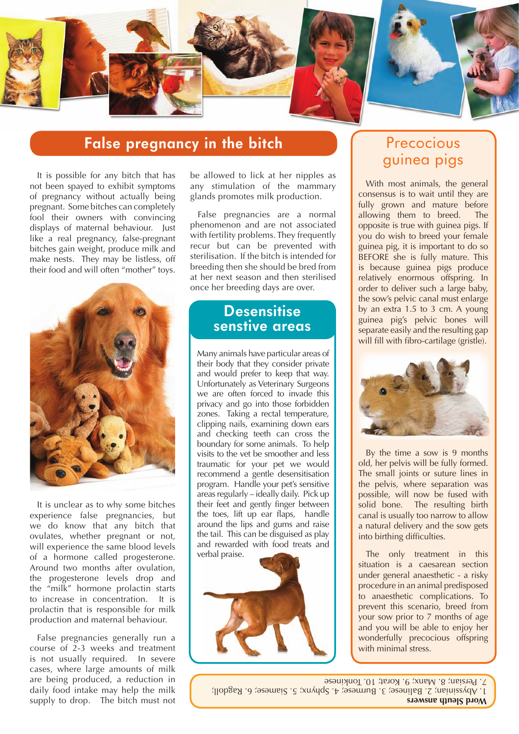## False pregnancy in the bitch

It is possible for any bitch that has not been spayed to exhibit symptoms of pregnancy without actually being pregnant. Some bitches can completely fool their owners with convincing displays of maternal behaviour. Just like a real pregnancy, false-pregnant bitches gain weight, produce milk and make nests. They may be listless, off their food and will often "mother" toys.

It is unclear as to why some bitches experience false pregnancies, but we do know that any bitch that ovulates, whether pregnant or not, will experience the same blood levels of a hormone called progesterone. Around two months after ovulation, the progesterone levels drop and the "milk" hormone prolactin starts to increase in concentration. It is prolactin that is responsible for milk production and maternal behaviour.

False pregnancies generally run a course of 2-3 weeks and treatment is not usually required. In severe cases, where large amounts of milk are being produced, a reduction in daily food intake may help the milk supply to drop. The bitch must not be allowed to lick at her nipples as any stimulation of the mammary glands promotes milk production.

False pregnancies are a normal phenomenon and are not associated with fertility problems. They frequently recur but can be prevented with sterilisation. If the bitch is intended for breeding then she should be bred from at her next season and then sterilised once her breeding days are over.

## Desensitise senstive areas

Many animals have particular areas of their body that they consider private and would prefer to keep that way. Unfortunately as Veterinary Surgeons we are often forced to invade this privacy and go into those forbidden zones. Taking a rectal temperature, clipping nails, examining down ears and checking teeth can cross the boundary for some animals. To help visits to the vet be smoother and less traumatic for your pet we would recommend a gentle desensitisation program. Handle your pet's sensitive areas regularly – ideally daily. Pick up their feet and gently finger between the toes, lift up ear flaps, handle around the lips and gums and raise the tail. This can be disguised as play and rewarded with food treats and verbal praise.

## Precocious guinea pigs

With most animals, the general consensus is to wait until they are fully grown and mature before allowing them to breed. The opposite is true with guinea pigs. If you do wish to breed your female guinea pig, it is important to do so BEFORE she is fully mature. This is because guinea pigs produce relatively enormous offspring. In order to deliver such a large baby, the sow's pelvic canal must enlarge by an extra 1.5 to 3 cm. A young guinea pig's pelvic bones will separate easily and the resulting gap will fill with fibro-cartilage (gristle).

By the time a sow is 9 months old, her pelvis will be fully formed. The small joints or suture lines in the pelvis, where separation was possible, will now be fused with solid bone. The resulting birth canal is usually too narrow to allow a natural delivery and the sow gets into birthing difficulties.

The only treatment in this situation is a caesarean section under general anaesthetic - a risky procedure in an animal predisposed to anaesthetic complications. To prevent this scenario, breed from your sow prior to 7 months of age and you will be able to enjoy her wonderfully precocious offspring with minimal stress.

**Word Sleuth answers**

1. Abyssinian; 2. Balinese; 3. Burmese; 4. Sphynx; 5. Siamese; 6. Ragdoll; 7. Persian; 8. Manx; 9. Korat; 10. Tonkinese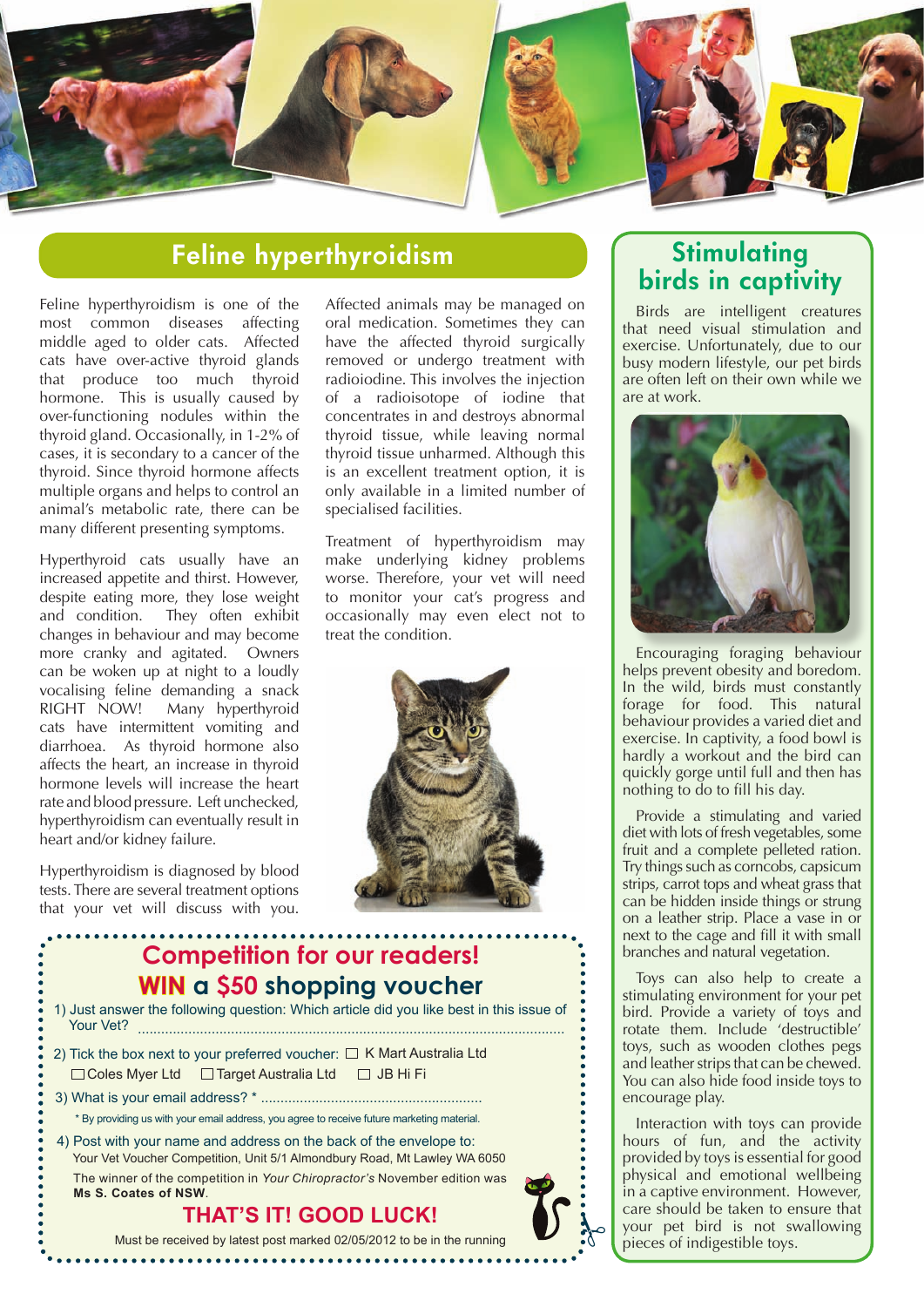## Feline hyperthyroidism

Feline hyperthyroidism is one of the most common diseases affecting middle aged to older cats. Affected cats have over-active thyroid glands that produce too much thyroid hormone. This is usually caused by over-functioning nodules within the thyroid gland. Occasionally, in 1-2% of cases, it is secondary to a cancer of the thyroid. Since thyroid hormone affects multiple organs and helps to control an animal's metabolic rate, there can be many different presenting symptoms.

Hyperthyroid cats usually have an increased appetite and thirst. However, despite eating more, they lose weight and condition. They often exhibit changes in behaviour and may become more cranky and agitated. Owners can be woken up at night to a loudly vocalising feline demanding a snack RIGHT NOW! Many hyperthyroid cats have intermittent vomiting and diarrhoea. As thyroid hormone also affects the heart, an increase in thyroid hormone levels will increase the heart rate and blood pressure. Left unchecked, hyperthyroidism can eventually result in heart and/or kidney failure.

Hyperthyroidism is diagnosed by blood tests. There are several treatment options that your vet will discuss with you.

Affected animals may be managed on oral medication. Sometimes they can have the affected thyroid surgically removed or undergo treatment with radioiodine. This involves the injection of a radioisotope of iodine that concentrates in and destroys abnormal thyroid tissue, while leaving normal thyroid tissue unharmed. Although this is an excellent treatment option, it is only available in a limited number of specialised facilities.

Treatment of hyperthyroidism may make underlying kidney problems worse. Therefore, your vet will need to monitor your cat's progress and occasionally may even elect not to treat the condition.

## Competition for our readers!

### WIN a $50 shopping voucher

1) Just answer the following question: Which article did you like best in this issue of Your Vet? ..................................................

2) Tick the box next to your preferred voucher: ☐ K Mart Australia Ltd ☐ Coles Myer Ltd ☐ Target Australia Ltd ☐ JB Hi Fi

3) What is your email address? * ..................................................

\* By providing us with your email address, you agree to receive future marketing material.

4) Post with your name and address on the back of the envelope to: Your Vet Voucher Competition, Unit 5/1 Almondbury Road, Mt Lawley WA 6050

The winner of the competition in *Your Chiropractor's* November edition was **Ms S. Coates of NSW**.

**THAT'S IT! GOOD LUCK!**

Must be received by latest post marked 02/05/2012 to be in the running

## Stimulating birds in captivity

Birds are intelligent creatures that need visual stimulation and exercise. Unfortunately, due to our busy modern lifestyle, our pet birds are often left on their own while we are at work.

Encouraging foraging behaviour helps prevent obesity and boredom. In the wild, birds must constantly forage for food. This natural behaviour provides a varied diet and exercise. In captivity, a food bowl is hardly a workout and the bird can quickly gorge until full and then has nothing to do to fill his day.

Provide a stimulating and varied diet with lots of fresh vegetables, some fruit and a complete pelleted ration. Try things such as corncobs, capsicum strips, carrot tops and wheat grass that can be hidden inside things or strung on a leather strip. Place a vase in or next to the cage and fill it with small branches and natural vegetation.

Toys can also help to create a stimulating environment for your pet bird. Provide a variety of toys and rotate them. Include 'destructible' toys, such as wooden clothes pegs and leather strips that can be chewed. You can also hide food inside toys to encourage play.

Interaction with toys can provide hours of fun, and the activity provided by toys is essential for good physical and emotional wellbeing in a captive environment. However, care should be taken to ensure that your pet bird is not swallowing pieces of indigestible toys.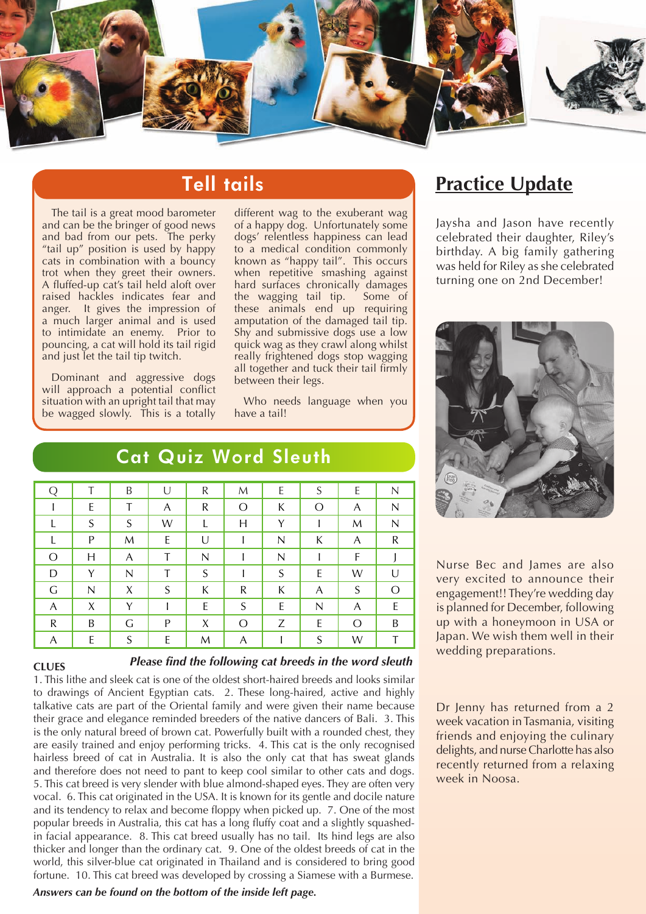## Tell tails

The tail is a great mood barometer and can be the bringer of good news and bad from our pets. The perky "tail up" position is used by happy cats in combination with a bouncy trot when they greet their owners. A fluffed-up cat's tail held aloft over raised hackles indicates fear and anger. It gives the impression of a much larger animal and is used to intimidate an enemy. Prior to pouncing, a cat will hold its tail rigid and just let the tail tip twitch.

Dominant and aggressive dogs will approach a potential conflict situation with an upright tail that may be wagged slowly. This is a totally different wag to the exuberant wag of a happy dog. Unfortunately some dogs' relentless happiness can lead to a medical condition commonly known as "happy tail". This occurs when repetitive smashing against hard surfaces chronically damages the wagging tail tip. Some of these animals end up requiring amputation of the damaged tail tip. Shy and submissive dogs use a low quick wag as they crawl along whilst really frightened dogs stop wagging all together and tuck their tail firmly between their legs.

Who needs language when you have a tail!

## Cat Quiz Word Sleuth

| | | | | | | | | | |
|---|---|---|---|---|---|---|---|---|---|
| Q | T | B | U | R | M | E | S | E | N |
| I | E | T | A | R | O | K | O | A | N |
| L | S | S | W | L | H | Y | I | M | N |
| L | P | M | E | U | I | N | K | A | R |
| O | H | A | T | N | I | N | I | F | J |
| D | Y | N | T | S | I | S | E | W | U |
| G | N | X | S | K | R | K | A | S | O |
| A | X | Y | I | E | S | E | N | A | E |
| R | B | G | P | X | O | Z | E | O | B |
| A | E | S | E | M | A | I | S | W | T |

**CLUES**

***Please find the following cat breeds in the word sleuth***

1. This lithe and sleek cat is one of the oldest short-haired breeds and looks similar to drawings of Ancient Egyptian cats. 2. These long-haired, active and highly talkative cats are part of the Oriental family and were given their name because their grace and elegance reminded breeders of the native dancers of Bali. 3. This is the only natural breed of brown cat. Powerfully built with a rounded chest, they are easily trained and enjoy performing tricks. 4. This cat is the only recognised hairless breed of cat in Australia. It is also the only cat that has sweat glands and therefore does not need to pant to keep cool similar to other cats and dogs. 5. This cat breed is very slender with blue almond-shaped eyes. They are often very vocal. 6. This cat originated in the USA. It is known for its gentle and docile nature and its tendency to relax and become floppy when picked up. 7. One of the most popular breeds in Australia, this cat has a long fluffy coat and a slightly squashed-in facial appearance. 8. This cat breed usually has no tail. Its hind legs are also thicker and longer than the ordinary cat. 9. One of the oldest breeds of cat in the world, this silver-blue cat originated in Thailand and is considered to bring good fortune. 10. This cat breed was developed by crossing a Siamese with a Burmese.

***Answers can be found on the bottom of the inside left page.***

## Practice Update

Jaysha and Jason have recently celebrated their daughter, Riley's birthday. A big family gathering was held for Riley as she celebrated turning one on 2nd December!

Nurse Bec and James are also very excited to announce their engagement!! They're wedding day is planned for December, following up with a honeymoon in USA or Japan. We wish them well in their wedding preparations.

Dr Jenny has returned from a 2 week vacation in Tasmania, visiting friends and enjoying the culinary delights, and nurse Charlotte has also recently returned from a relaxing week in Noosa.